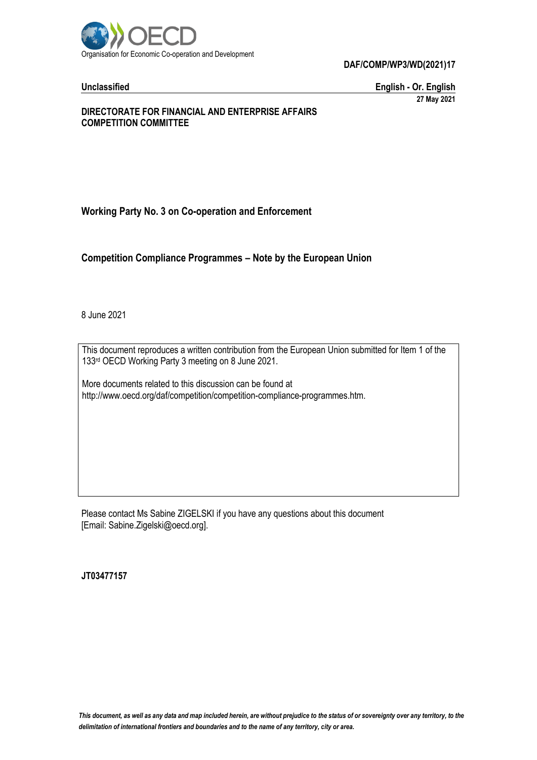Organisation for Economic Co-operation and Development

**DAF/COMP/WP3/WD(2021)17**

**Unclassified** **English - Or. English**

**27 May 2021**

**DIRECTORATE FOR FINANCIAL AND ENTERPRISE AFFAIRS**
**COMPETITION COMMITTEE**

## Working Party No. 3 on Co-operation and Enforcement

## Competition Compliance Programmes – Note by the European Union

8 June 2021

This document reproduces a written contribution from the European Union submitted for Item 1 of the 133rd OECD Working Party 3 meeting on 8 June 2021.

More documents related to this discussion can be found at http://www.oecd.org/daf/competition/competition-compliance-programmes.htm.

Please contact Ms Sabine ZIGELSKI if you have any questions about this document [Email: Sabine.Zigelski@oecd.org].

**JT03477157**

*This document, as well as any data and map included herein, are without prejudice to the status of or sovereignty over any territory, to the delimitation of international frontiers and boundaries and to the name of any territory, city or area.*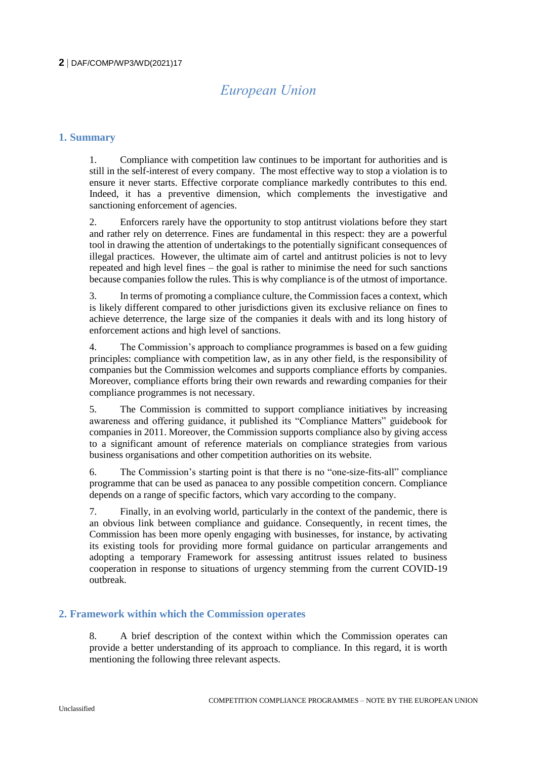# European Union

## 1. Summary

1. Compliance with competition law continues to be important for authorities and is still in the self-interest of every company. The most effective way to stop a violation is to ensure it never starts. Effective corporate compliance markedly contributes to this end. Indeed, it has a preventive dimension, which complements the investigative and sanctioning enforcement of agencies.

2. Enforcers rarely have the opportunity to stop antitrust violations before they start and rather rely on deterrence. Fines are fundamental in this respect: they are a powerful tool in drawing the attention of undertakings to the potentially significant consequences of illegal practices. However, the ultimate aim of cartel and antitrust policies is not to levy repeated and high level fines – the goal is rather to minimise the need for such sanctions because companies follow the rules. This is why compliance is of the utmost of importance.

3. In terms of promoting a compliance culture, the Commission faces a context, which is likely different compared to other jurisdictions given its exclusive reliance on fines to achieve deterrence, the large size of the companies it deals with and its long history of enforcement actions and high level of sanctions.

4. The Commission's approach to compliance programmes is based on a few guiding principles: compliance with competition law, as in any other field, is the responsibility of companies but the Commission welcomes and supports compliance efforts by companies. Moreover, compliance efforts bring their own rewards and rewarding companies for their compliance programmes is not necessary.

5. The Commission is committed to support compliance initiatives by increasing awareness and offering guidance, it published its "Compliance Matters" guidebook for companies in 2011. Moreover, the Commission supports compliance also by giving access to a significant amount of reference materials on compliance strategies from various business organisations and other competition authorities on its website.

6. The Commission's starting point is that there is no "one-size-fits-all" compliance programme that can be used as panacea to any possible competition concern. Compliance depends on a range of specific factors, which vary according to the company.

7. Finally, in an evolving world, particularly in the context of the pandemic, there is an obvious link between compliance and guidance. Consequently, in recent times, the Commission has been more openly engaging with businesses, for instance, by activating its existing tools for providing more formal guidance on particular arrangements and adopting a temporary Framework for assessing antitrust issues related to business cooperation in response to situations of urgency stemming from the current COVID-19 outbreak.

## 2. Framework within which the Commission operates

8. A brief description of the context within which the Commission operates can provide a better understanding of its approach to compliance. In this regard, it is worth mentioning the following three relevant aspects.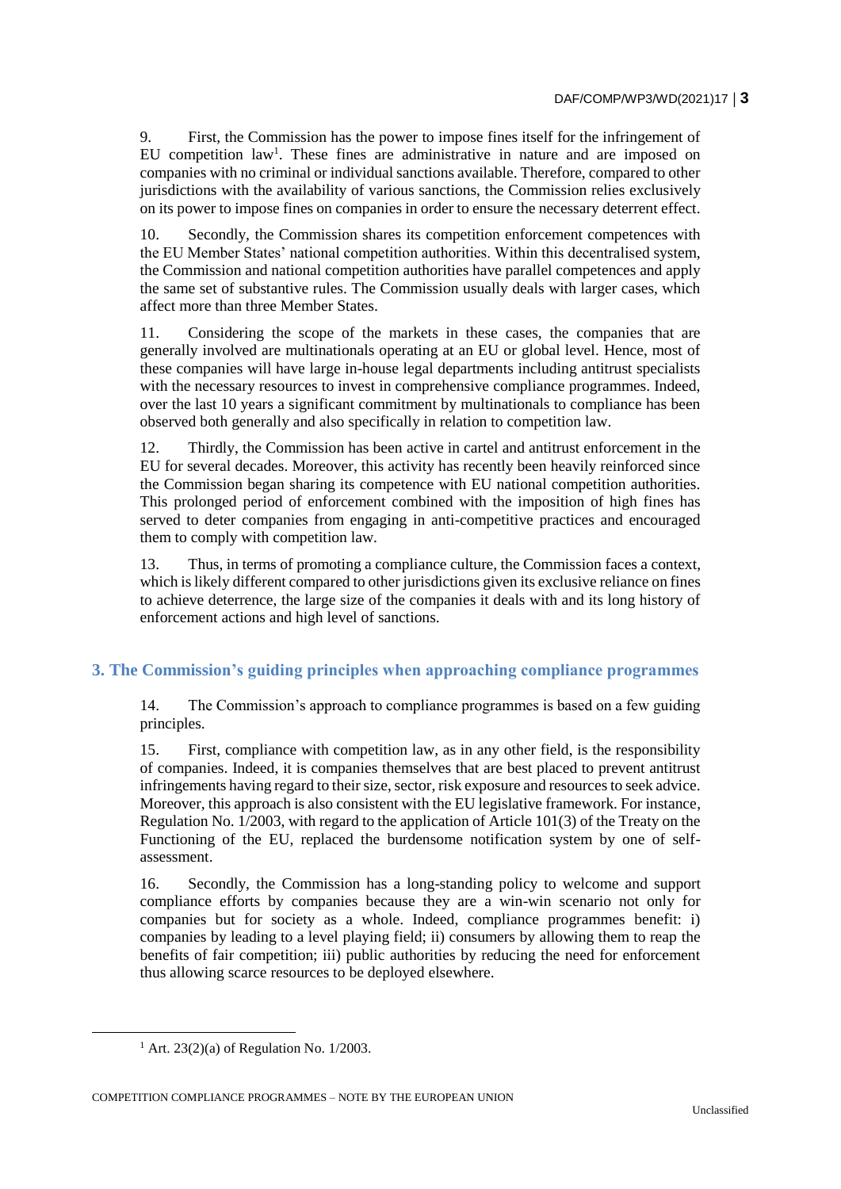9. First, the Commission has the power to impose fines itself for the infringement of EU competition law[1]. These fines are administrative in nature and are imposed on companies with no criminal or individual sanctions available. Therefore, compared to other jurisdictions with the availability of various sanctions, the Commission relies exclusively on its power to impose fines on companies in order to ensure the necessary deterrent effect.

10. Secondly, the Commission shares its competition enforcement competences with the EU Member States' national competition authorities. Within this decentralised system, the Commission and national competition authorities have parallel competences and apply the same set of substantive rules. The Commission usually deals with larger cases, which affect more than three Member States.

11. Considering the scope of the markets in these cases, the companies that are generally involved are multinationals operating at an EU or global level. Hence, most of these companies will have large in-house legal departments including antitrust specialists with the necessary resources to invest in comprehensive compliance programmes. Indeed, over the last 10 years a significant commitment by multinationals to compliance has been observed both generally and also specifically in relation to competition law.

12. Thirdly, the Commission has been active in cartel and antitrust enforcement in the EU for several decades. Moreover, this activity has recently been heavily reinforced since the Commission began sharing its competence with EU national competition authorities. This prolonged period of enforcement combined with the imposition of high fines has served to deter companies from engaging in anti-competitive practices and encouraged them to comply with competition law.

13. Thus, in terms of promoting a compliance culture, the Commission faces a context, which is likely different compared to other jurisdictions given its exclusive reliance on fines to achieve deterrence, the large size of the companies it deals with and its long history of enforcement actions and high level of sanctions.

## 3. The Commission's guiding principles when approaching compliance programmes

14. The Commission's approach to compliance programmes is based on a few guiding principles.

15. First, compliance with competition law, as in any other field, is the responsibility of companies. Indeed, it is companies themselves that are best placed to prevent antitrust infringements having regard to their size, sector, risk exposure and resources to seek advice. Moreover, this approach is also consistent with the EU legislative framework. For instance, Regulation No. 1/2003, with regard to the application of Article 101(3) of the Treaty on the Functioning of the EU, replaced the burdensome notification system by one of self-assessment.

16. Secondly, the Commission has a long-standing policy to welcome and support compliance efforts by companies because they are a win-win scenario not only for companies but for society as a whole. Indeed, compliance programmes benefit: i) companies by leading to a level playing field; ii) consumers by allowing them to reap the benefits of fair competition; iii) public authorities by reducing the need for enforcement thus allowing scarce resources to be deployed elsewhere.

[1] Art. 23(2)(a) of Regulation No. 1/2003.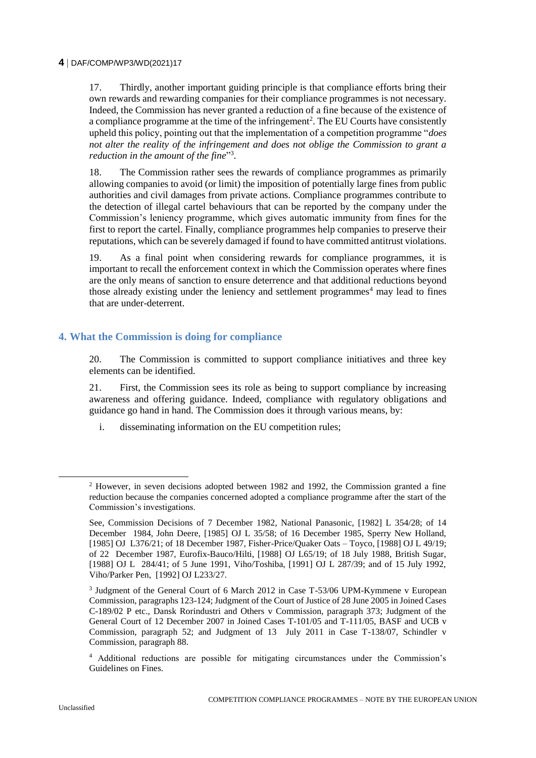17. Thirdly, another important guiding principle is that compliance efforts bring their own rewards and rewarding companies for their compliance programmes is not necessary. Indeed, the Commission has never granted a reduction of a fine because of the existence of a compliance programme at the time of the infringement[2]. The EU Courts have consistently upheld this policy, pointing out that the implementation of a competition programme "*does not alter the reality of the infringement and does not oblige the Commission to grant a reduction in the amount of the fine*"[3].

18. The Commission rather sees the rewards of compliance programmes as primarily allowing companies to avoid (or limit) the imposition of potentially large fines from public authorities and civil damages from private actions. Compliance programmes contribute to the detection of illegal cartel behaviours that can be reported by the company under the Commission's leniency programme, which gives automatic immunity from fines for the first to report the cartel. Finally, compliance programmes help companies to preserve their reputations, which can be severely damaged if found to have committed antitrust violations.

19. As a final point when considering rewards for compliance programmes, it is important to recall the enforcement context in which the Commission operates where fines are the only means of sanction to ensure deterrence and that additional reductions beyond those already existing under the leniency and settlement programmes[4] may lead to fines that are under-deterrent.

## 4. What the Commission is doing for compliance

20. The Commission is committed to support compliance initiatives and three key elements can be identified.

21. First, the Commission sees its role as being to support compliance by increasing awareness and offering guidance. Indeed, compliance with regulatory obligations and guidance go hand in hand. The Commission does it through various means, by:

i. disseminating information on the EU competition rules;

---

[2] However, in seven decisions adopted between 1982 and 1992, the Commission granted a fine reduction because the companies concerned adopted a compliance programme after the start of the Commission's investigations.

See, Commission Decisions of 7 December 1982, National Panasonic, [1982] L 354/28; of 14 December 1984, John Deere, [1985] OJ L 35/58; of 16 December 1985, Sperry New Holland, [1985] OJ L376/21; of 18 December 1987, Fisher-Price/Quaker Oats – Toyco, [1988] OJ L 49/19; of 22 December 1987, Eurofix-Bauco/Hilti, [1988] OJ L65/19; of 18 July 1988, British Sugar, [1988] OJ L 284/41; of 5 June 1991, Viho/Toshiba, [1991] OJ L 287/39; and of 15 July 1992, Viho/Parker Pen, [1992] OJ L233/27.

[3] Judgment of the General Court of 6 March 2012 in Case T-53/06 UPM-Kymmene v European Commission, paragraphs 123-124; Judgment of the Court of Justice of 28 June 2005 in Joined Cases C-189/02 P etc., Dansk Rorindustri and Others v Commission, paragraph 373; Judgment of the General Court of 12 December 2007 in Joined Cases T-101/05 and T-111/05, BASF and UCB v Commission, paragraph 52; and Judgment of 13 July 2011 in Case T-138/07, Schindler v Commission, paragraph 88.

[4] Additional reductions are possible for mitigating circumstances under the Commission's Guidelines on Fines.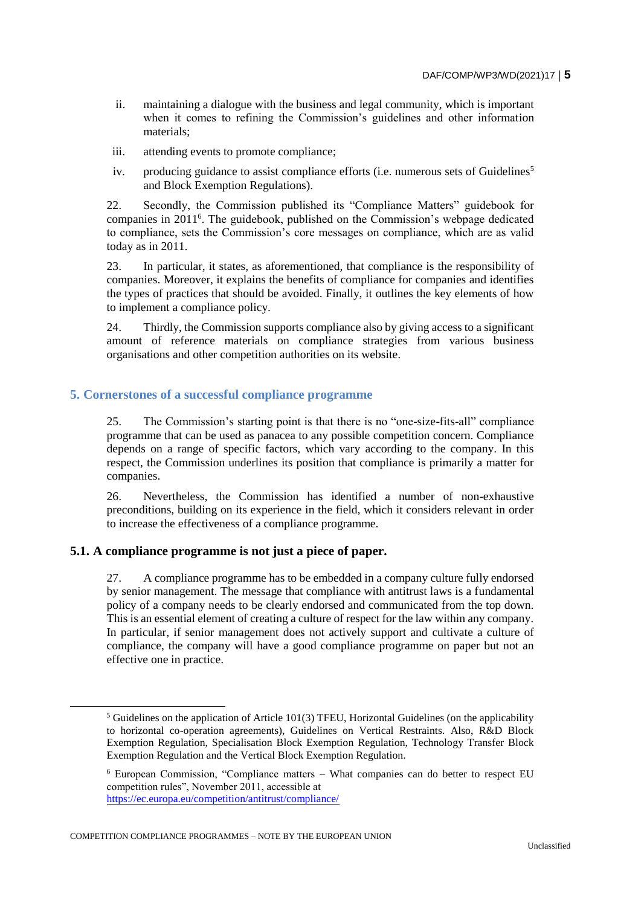ii. maintaining a dialogue with the business and legal community, which is important when it comes to refining the Commission's guidelines and other information materials;

iii. attending events to promote compliance;

iv. producing guidance to assist compliance efforts (i.e. numerous sets of Guidelines[5] and Block Exemption Regulations).

22. Secondly, the Commission published its "Compliance Matters" guidebook for companies in 2011[6]. The guidebook, published on the Commission's webpage dedicated to compliance, sets the Commission's core messages on compliance, which are as valid today as in 2011.

23. In particular, it states, as aforementioned, that compliance is the responsibility of companies. Moreover, it explains the benefits of compliance for companies and identifies the types of practices that should be avoided. Finally, it outlines the key elements of how to implement a compliance policy.

24. Thirdly, the Commission supports compliance also by giving access to a significant amount of reference materials on compliance strategies from various business organisations and other competition authorities on its website.

## 5. Cornerstones of a successful compliance programme

25. The Commission's starting point is that there is no "one-size-fits-all" compliance programme that can be used as panacea to any possible competition concern. Compliance depends on a range of specific factors, which vary according to the company. In this respect, the Commission underlines its position that compliance is primarily a matter for companies.

26. Nevertheless, the Commission has identified a number of non-exhaustive preconditions, building on its experience in the field, which it considers relevant in order to increase the effectiveness of a compliance programme.

### 5.1. A compliance programme is not just a piece of paper.

27. A compliance programme has to be embedded in a company culture fully endorsed by senior management. The message that compliance with antitrust laws is a fundamental policy of a company needs to be clearly endorsed and communicated from the top down. This is an essential element of creating a culture of respect for the law within any company. In particular, if senior management does not actively support and cultivate a culture of compliance, the company will have a good compliance programme on paper but not an effective one in practice.

---

[5] Guidelines on the application of Article 101(3) TFEU, Horizontal Guidelines (on the applicability to horizontal co-operation agreements), Guidelines on Vertical Restraints. Also, R&D Block Exemption Regulation, Specialisation Block Exemption Regulation, Technology Transfer Block Exemption Regulation and the Vertical Block Exemption Regulation.

[6] European Commission, "Compliance matters – What companies can do better to respect EU competition rules", November 2011, accessible at https://ec.europa.eu/competition/antitrust/compliance/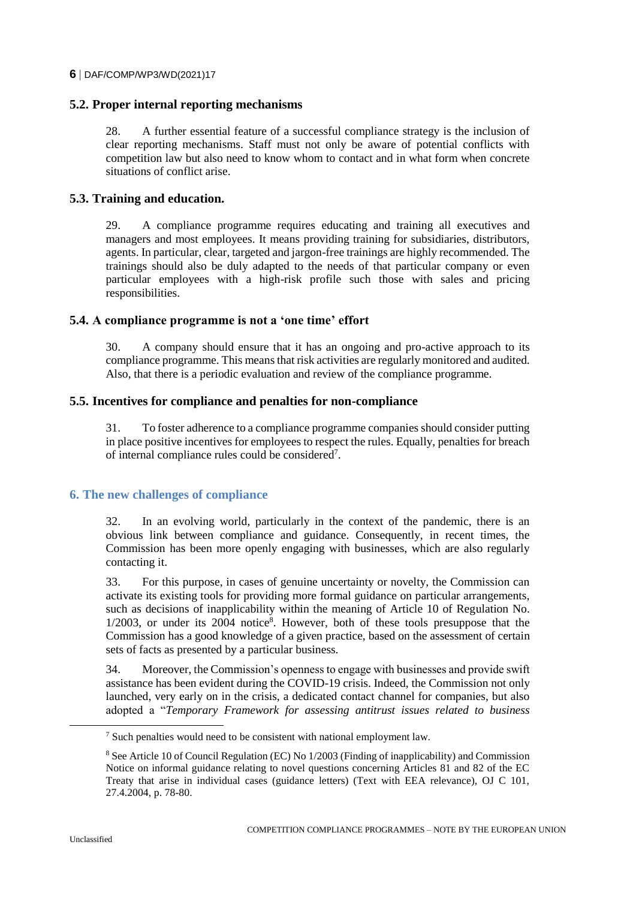### 5.2. Proper internal reporting mechanisms

28. A further essential feature of a successful compliance strategy is the inclusion of clear reporting mechanisms. Staff must not only be aware of potential conflicts with competition law but also need to know whom to contact and in what form when concrete situations of conflict arise.

### 5.3. Training and education.

29. A compliance programme requires educating and training all executives and managers and most employees. It means providing training for subsidiaries, distributors, agents. In particular, clear, targeted and jargon-free trainings are highly recommended. The trainings should also be duly adapted to the needs of that particular company or even particular employees with a high-risk profile such those with sales and pricing responsibilities.

### 5.4. A compliance programme is not a 'one time' effort

30. A company should ensure that it has an ongoing and pro-active approach to its compliance programme. This means that risk activities are regularly monitored and audited. Also, that there is a periodic evaluation and review of the compliance programme.

### 5.5. Incentives for compliance and penalties for non-compliance

31. To foster adherence to a compliance programme companies should consider putting in place positive incentives for employees to respect the rules. Equally, penalties for breach of internal compliance rules could be considered[7].

## 6. The new challenges of compliance

32. In an evolving world, particularly in the context of the pandemic, there is an obvious link between compliance and guidance. Consequently, in recent times, the Commission has been more openly engaging with businesses, which are also regularly contacting it.

33. For this purpose, in cases of genuine uncertainty or novelty, the Commission can activate its existing tools for providing more formal guidance on particular arrangements, such as decisions of inapplicability within the meaning of Article 10 of Regulation No. 1/2003, or under its 2004 notice[8]. However, both of these tools presuppose that the Commission has a good knowledge of a given practice, based on the assessment of certain sets of facts as presented by a particular business.

34. Moreover, the Commission's openness to engage with businesses and provide swift assistance has been evident during the COVID-19 crisis. Indeed, the Commission not only launched, very early on in the crisis, a dedicated contact channel for companies, but also adopted a "*Temporary Framework for assessing antitrust issues related to business*

---

[7] Such penalties would need to be consistent with national employment law.

[8] See Article 10 of Council Regulation (EC) No 1/2003 (Finding of inapplicability) and Commission Notice on informal guidance relating to novel questions concerning Articles 81 and 82 of the EC Treaty that arise in individual cases (guidance letters) (Text with EEA relevance), OJ C 101, 27.4.2004, p. 78-80.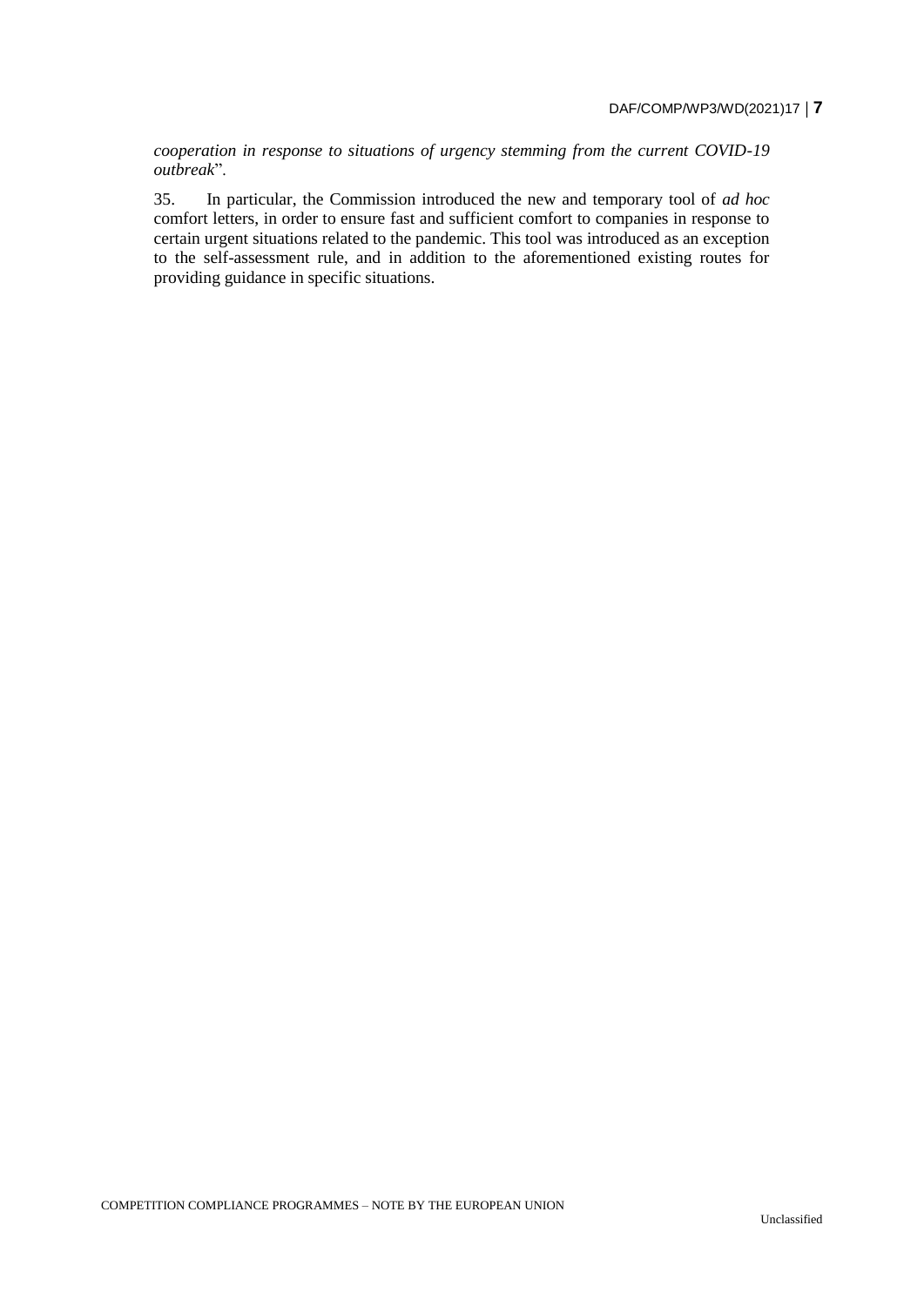*cooperation in response to situations of urgency stemming from the current COVID-19 outbreak*".

35. In particular, the Commission introduced the new and temporary tool of *ad hoc* comfort letters, in order to ensure fast and sufficient comfort to companies in response to certain urgent situations related to the pandemic. This tool was introduced as an exception to the self-assessment rule, and in addition to the aforementioned existing routes for providing guidance in specific situations.